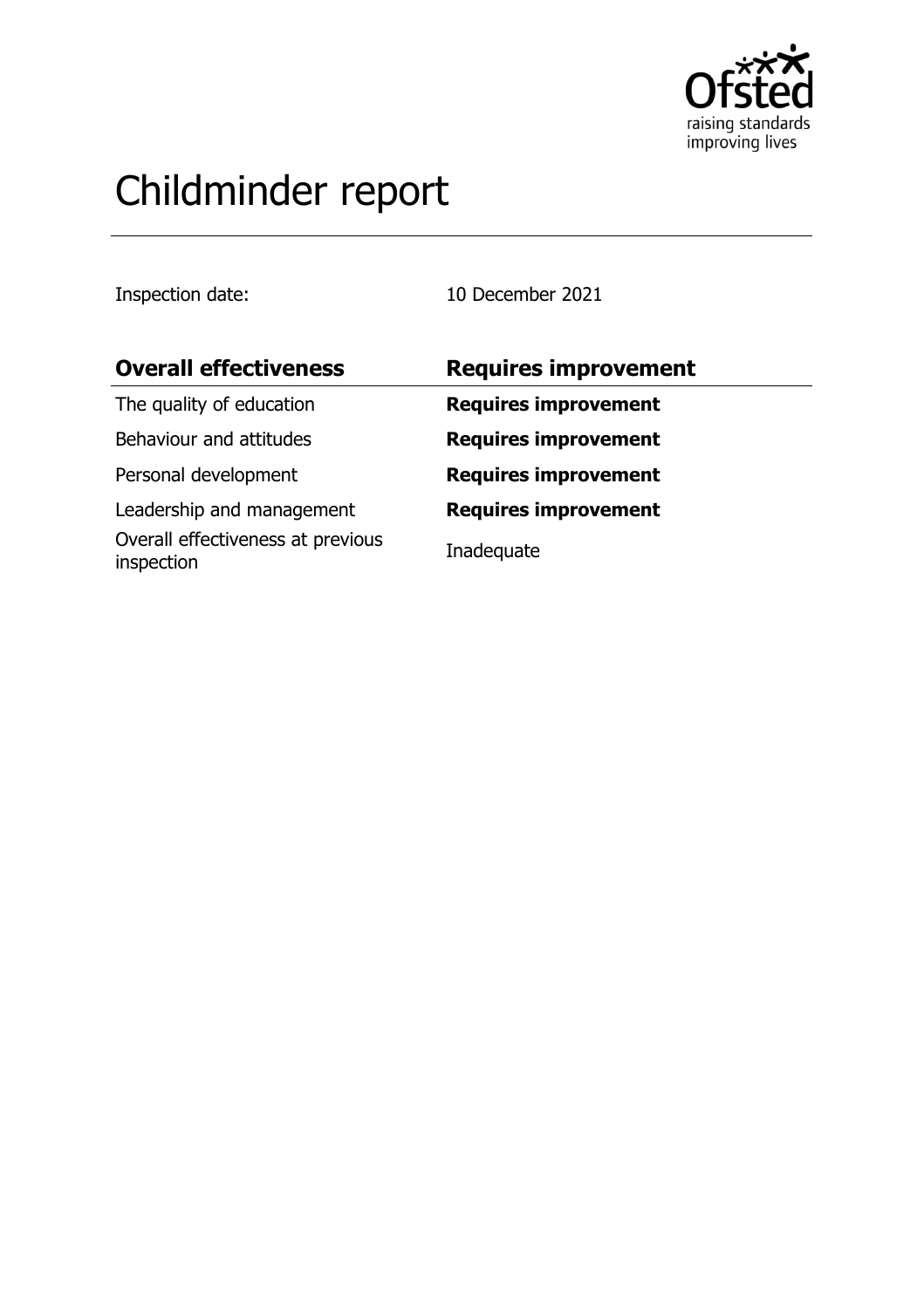# Childminder report

Inspection date: 10 December 2021

| **Overall effectiveness** | **Requires improvement** |
| --- | --- |
| The quality of education | **Requires improvement** |
| Behaviour and attitudes | **Requires improvement** |
| Personal development | **Requires improvement** |
| Leadership and management | **Requires improvement** |
| Overall effectiveness at previous inspection | Inadequate |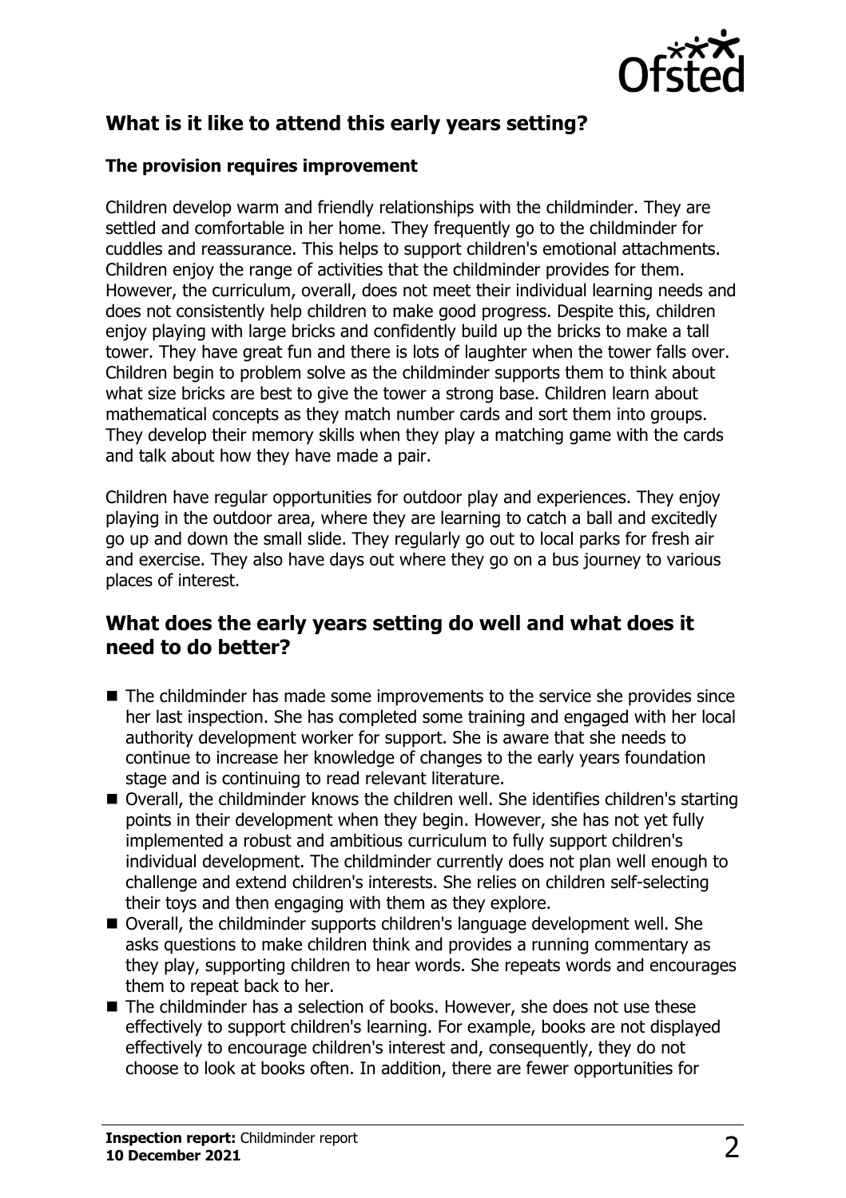## What is it like to attend this early years setting?

### The provision requires improvement

Children develop warm and friendly relationships with the childminder. They are settled and comfortable in her home. They frequently go to the childminder for cuddles and reassurance. This helps to support children's emotional attachments. Children enjoy the range of activities that the childminder provides for them. However, the curriculum, overall, does not meet their individual learning needs and does not consistently help children to make good progress. Despite this, children enjoy playing with large bricks and confidently build up the bricks to make a tall tower. They have great fun and there is lots of laughter when the tower falls over. Children begin to problem solve as the childminder supports them to think about what size bricks are best to give the tower a strong base. Children learn about mathematical concepts as they match number cards and sort them into groups. They develop their memory skills when they play a matching game with the cards and talk about how they have made a pair.

Children have regular opportunities for outdoor play and experiences. They enjoy playing in the outdoor area, where they are learning to catch a ball and excitedly go up and down the small slide. They regularly go out to local parks for fresh air and exercise. They also have days out where they go on a bus journey to various places of interest.

## What does the early years setting do well and what does it need to do better?

- The childminder has made some improvements to the service she provides since her last inspection. She has completed some training and engaged with her local authority development worker for support. She is aware that she needs to continue to increase her knowledge of changes to the early years foundation stage and is continuing to read relevant literature.
- Overall, the childminder knows the children well. She identifies children's starting points in their development when they begin. However, she has not yet fully implemented a robust and ambitious curriculum to fully support children's individual development. The childminder currently does not plan well enough to challenge and extend children's interests. She relies on children self-selecting their toys and then engaging with them as they explore.
- Overall, the childminder supports children's language development well. She asks questions to make children think and provides a running commentary as they play, supporting children to hear words. She repeats words and encourages them to repeat back to her.
- The childminder has a selection of books. However, she does not use these effectively to support children's learning. For example, books are not displayed effectively to encourage children's interest and, consequently, they do not choose to look at books often. In addition, there are fewer opportunities for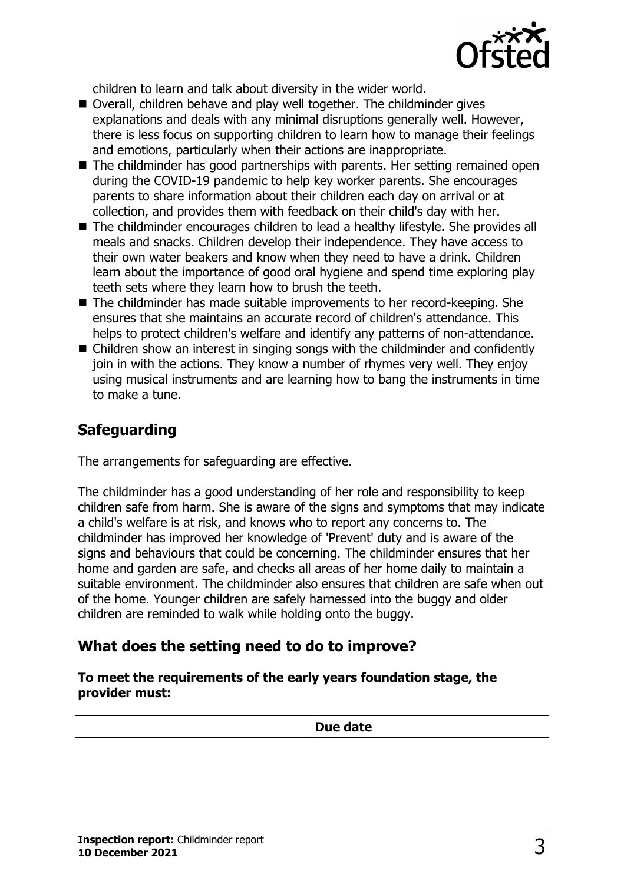children to learn and talk about diversity in the wider world.

- Overall, children behave and play well together. The childminder gives explanations and deals with any minimal disruptions generally well. However, there is less focus on supporting children to learn how to manage their feelings and emotions, particularly when their actions are inappropriate.
- The childminder has good partnerships with parents. Her setting remained open during the COVID-19 pandemic to help key worker parents. She encourages parents to share information about their children each day on arrival or at collection, and provides them with feedback on their child's day with her.
- The childminder encourages children to lead a healthy lifestyle. She provides all meals and snacks. Children develop their independence. They have access to their own water beakers and know when they need to have a drink. Children learn about the importance of good oral hygiene and spend time exploring play teeth sets where they learn how to brush the teeth.
- The childminder has made suitable improvements to her record-keeping. She ensures that she maintains an accurate record of children's attendance. This helps to protect children's welfare and identify any patterns of non-attendance.
- Children show an interest in singing songs with the childminder and confidently join in with the actions. They know a number of rhymes very well. They enjoy using musical instruments and are learning how to bang the instruments in time to make a tune.

## Safeguarding

The arrangements for safeguarding are effective.

The childminder has a good understanding of her role and responsibility to keep children safe from harm. She is aware of the signs and symptoms that may indicate a child's welfare is at risk, and knows who to report any concerns to. The childminder has improved her knowledge of 'Prevent' duty and is aware of the signs and behaviours that could be concerning. The childminder ensures that her home and garden are safe, and checks all areas of her home daily to maintain a suitable environment. The childminder also ensures that children are safe when out of the home. Younger children are safely harnessed into the buggy and older children are reminded to walk while holding onto the buggy.

## What does the setting need to do to improve?

**To meet the requirements of the early years foundation stage, the provider must:**

| | **Due date** |
|---|---|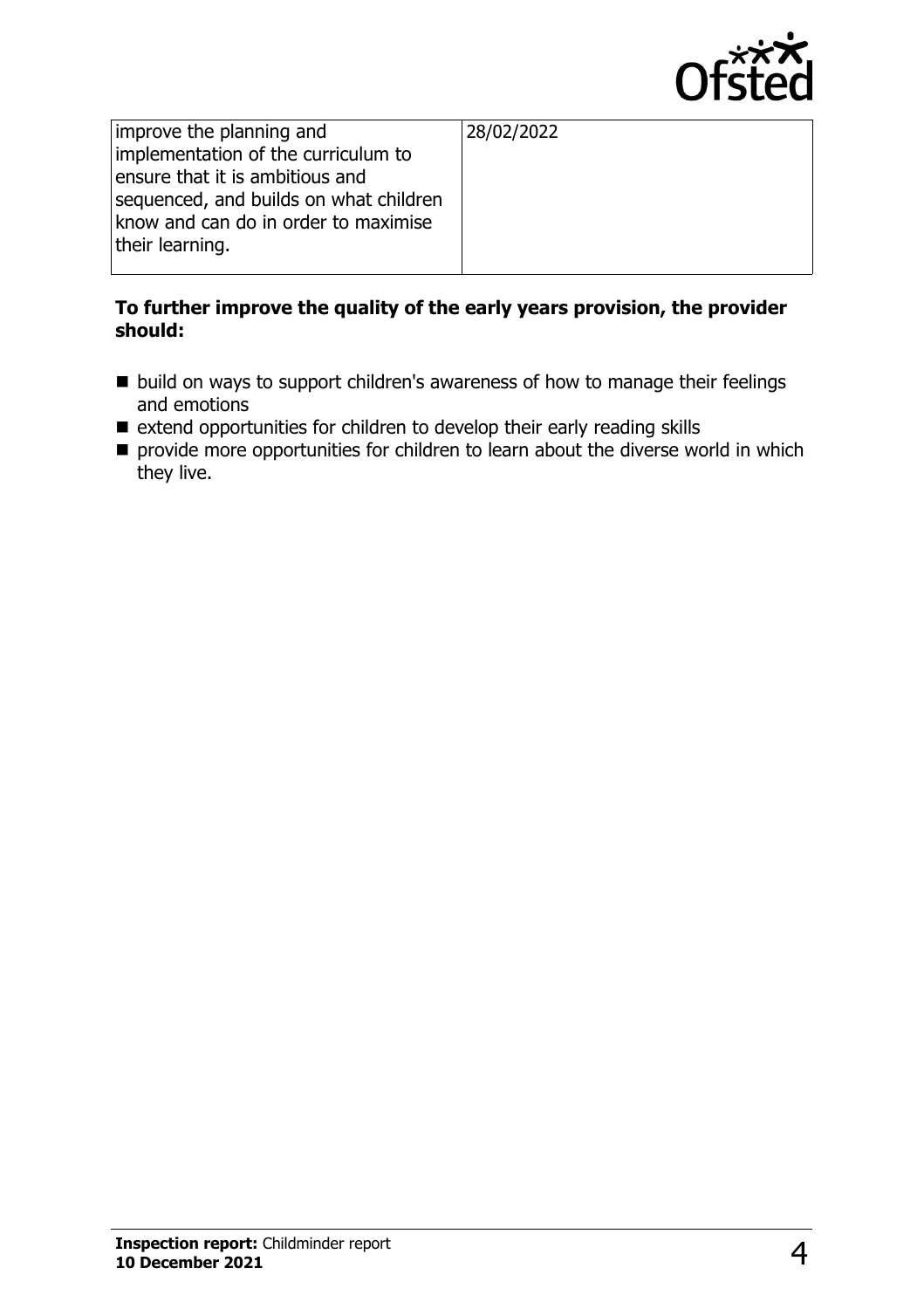| | |
|---|---|
| improve the planning and implementation of the curriculum to ensure that it is ambitious and sequenced, and builds on what children know and can do in order to maximise their learning. | 28/02/2022 |

**To further improve the quality of the early years provision, the provider should:**

- build on ways to support children's awareness of how to manage their feelings and emotions
- extend opportunities for children to develop their early reading skills
- provide more opportunities for children to learn about the diverse world in which they live.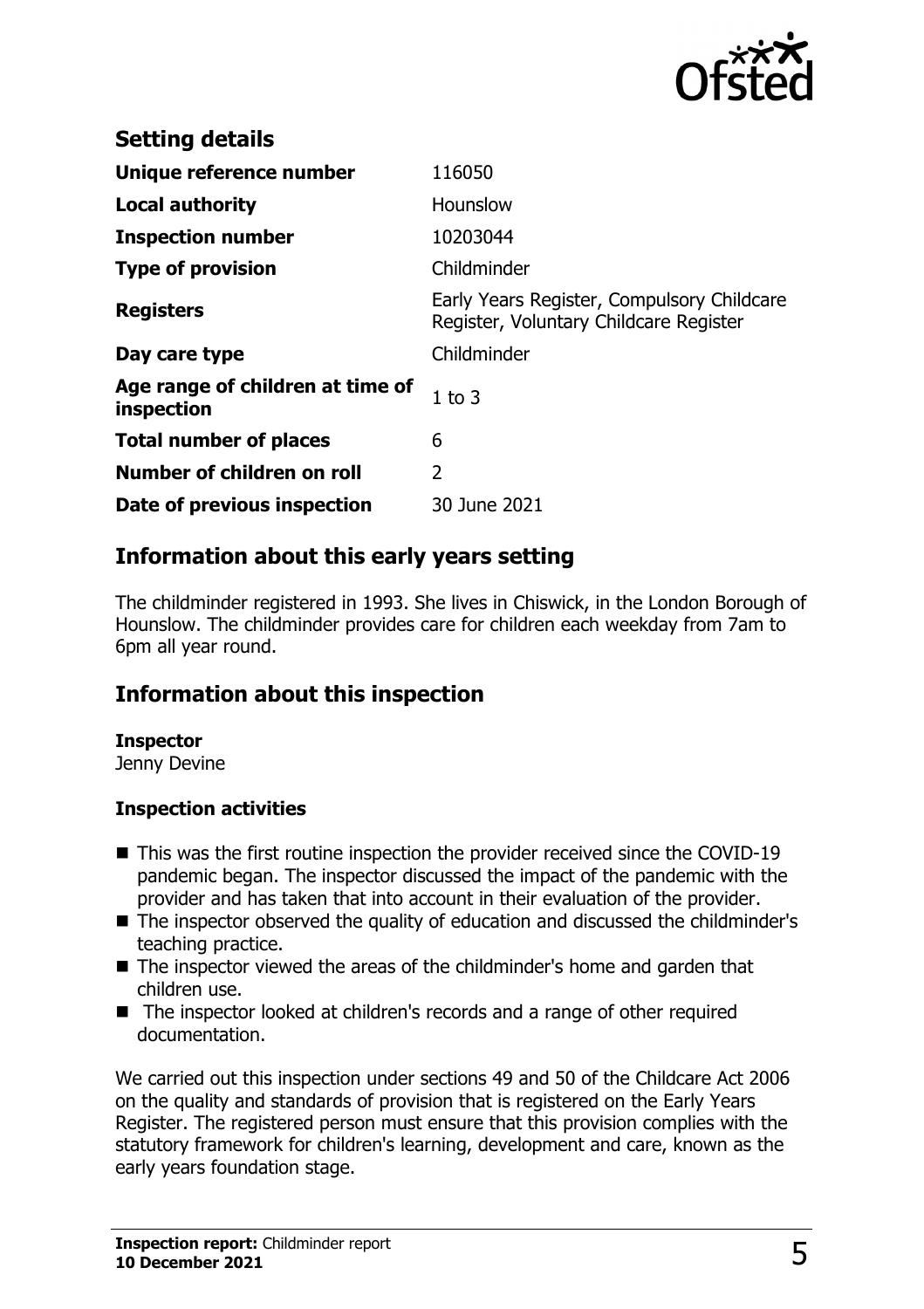## Setting details

| | |
|---|---|
| **Unique reference number** | 116050 |
| **Local authority** | Hounslow |
| **Inspection number** | 10203044 |
| **Type of provision** | Childminder |
| **Registers** | Early Years Register, Compulsory Childcare Register, Voluntary Childcare Register |
| **Day care type** | Childminder |
| **Age range of children at time of inspection** | 1 to 3 |
| **Total number of places** | 6 |
| **Number of children on roll** | 2 |
| **Date of previous inspection** | 30 June 2021 |

## Information about this early years setting

The childminder registered in 1993. She lives in Chiswick, in the London Borough of Hounslow. The childminder provides care for children each weekday from 7am to 6pm all year round.

## Information about this inspection

**Inspector**

Jenny Devine

### Inspection activities

- This was the first routine inspection the provider received since the COVID-19 pandemic began. The inspector discussed the impact of the pandemic with the provider and has taken that into account in their evaluation of the provider.
- The inspector observed the quality of education and discussed the childminder's teaching practice.
- The inspector viewed the areas of the childminder's home and garden that children use.
- The inspector looked at children's records and a range of other required documentation.

We carried out this inspection under sections 49 and 50 of the Childcare Act 2006 on the quality and standards of provision that is registered on the Early Years Register. The registered person must ensure that this provision complies with the statutory framework for children's learning, development and care, known as the early years foundation stage.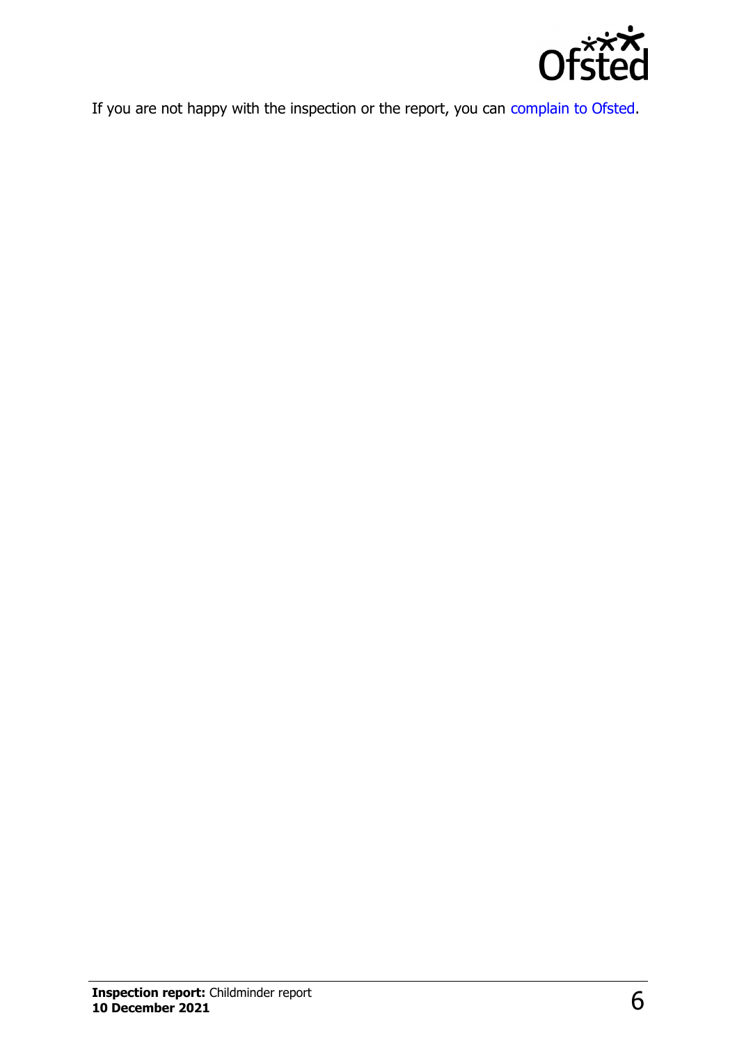If you are not happy with the inspection or the report, you can complain to Ofsted.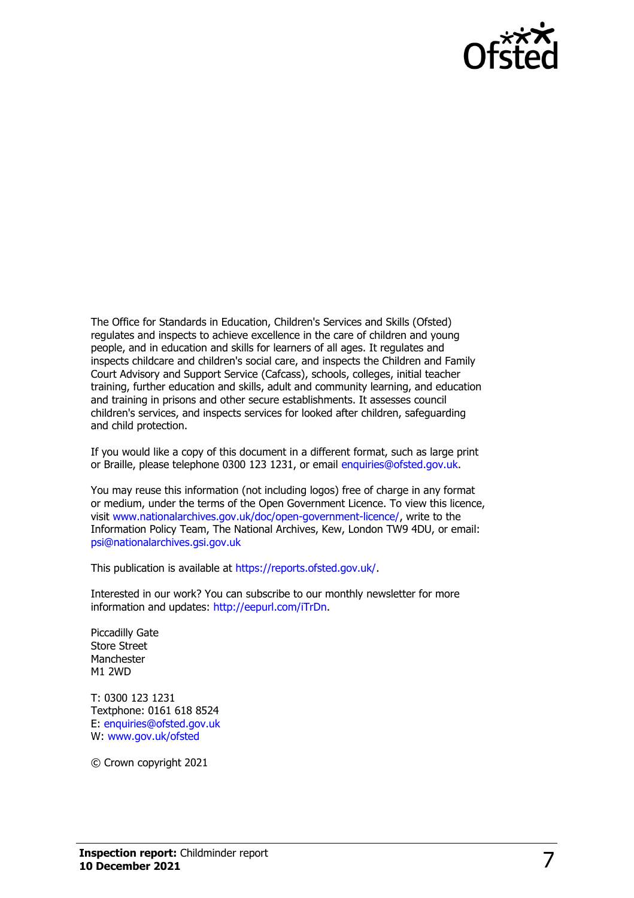The Office for Standards in Education, Children's Services and Skills (Ofsted) regulates and inspects to achieve excellence in the care of children and young people, and in education and skills for learners of all ages. It regulates and inspects childcare and children's social care, and inspects the Children and Family Court Advisory and Support Service (Cafcass), schools, colleges, initial teacher training, further education and skills, adult and community learning, and education and training in prisons and other secure establishments. It assesses council children's services, and inspects services for looked after children, safeguarding and child protection.

If you would like a copy of this document in a different format, such as large print or Braille, please telephone 0300 123 1231, or email enquiries@ofsted.gov.uk.

You may reuse this information (not including logos) free of charge in any format or medium, under the terms of the Open Government Licence. To view this licence, visit www.nationalarchives.gov.uk/doc/open-government-licence/, write to the Information Policy Team, The National Archives, Kew, London TW9 4DU, or email: psi@nationalarchives.gsi.gov.uk

This publication is available at https://reports.ofsted.gov.uk/.

Interested in our work? You can subscribe to our monthly newsletter for more information and updates: http://eepurl.com/iTrDn.

Piccadilly Gate
Store Street
Manchester
M1 2WD

T: 0300 123 1231
Textphone: 0161 618 8524
E: enquiries@ofsted.gov.uk
W: www.gov.uk/ofsted

© Crown copyright 2021